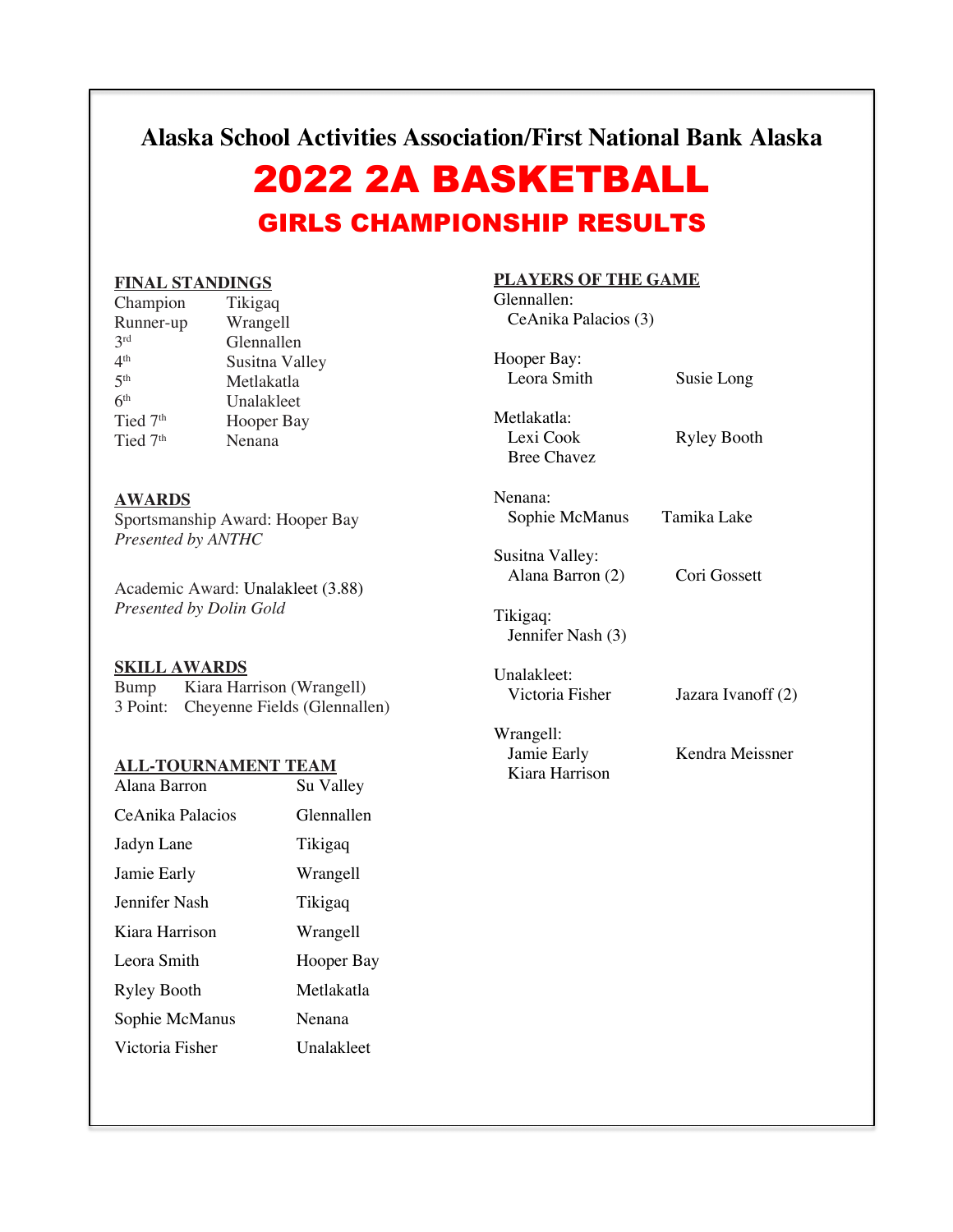## Alaska School Activities Association/First National Bank Alaska

# 2022 2A BASKETBALL

## GIRLS CHAMPIONSHIP RESULTS

### FINAL STANDINGS

| | |
|---|---|
| Champion | Tikigaq |
| Runner-up | Wrangell |
| 3rd | Glennallen |
| 4th | Susitna Valley |
| 5th | Metlakatla |
| 6th | Unalakleet |
| Tied 7th | Hooper Bay |
| Tied 7th | Nenana |

### AWARDS

Sportsmanship Award: Hooper Bay
*Presented by ANTHC*

Academic Award: Unalakleet (3.88)
*Presented by Dolin Gold*

### SKILL AWARDS

| | |
|---|---|
| Bump | Kiara Harrison (Wrangell) |
| 3 Point: | Cheyenne Fields (Glennallen) |

### ALL-TOURNAMENT TEAM

| | |
|---|---|
| Alana Barron | Su Valley |
| CeAnika Palacios | Glennallen |
| Jadyn Lane | Tikigaq |
| Jamie Early | Wrangell |
| Jennifer Nash | Tikigaq |
| Kiara Harrison | Wrangell |
| Leora Smith | Hooper Bay |
| Ryley Booth | Metlakatla |
| Sophie McManus | Nenana |
| Victoria Fisher | Unalakleet |

### PLAYERS OF THE GAME

Glennallen:
- CeAnika Palacios (3)

Hooper Bay:
- Leora Smith
- Susie Long

Metlakatla:
- Lexi Cook
- Ryley Booth
- Bree Chavez

Nenana:
- Sophie McManus
- Tamika Lake

Susitna Valley:
- Alana Barron (2)
- Cori Gossett

Tikigaq:
- Jennifer Nash (3)

Unalakleet:
- Victoria Fisher
- Jazara Ivanoff (2)

Wrangell:
- Jamie Early
- Kendra Meissner
- Kiara Harrison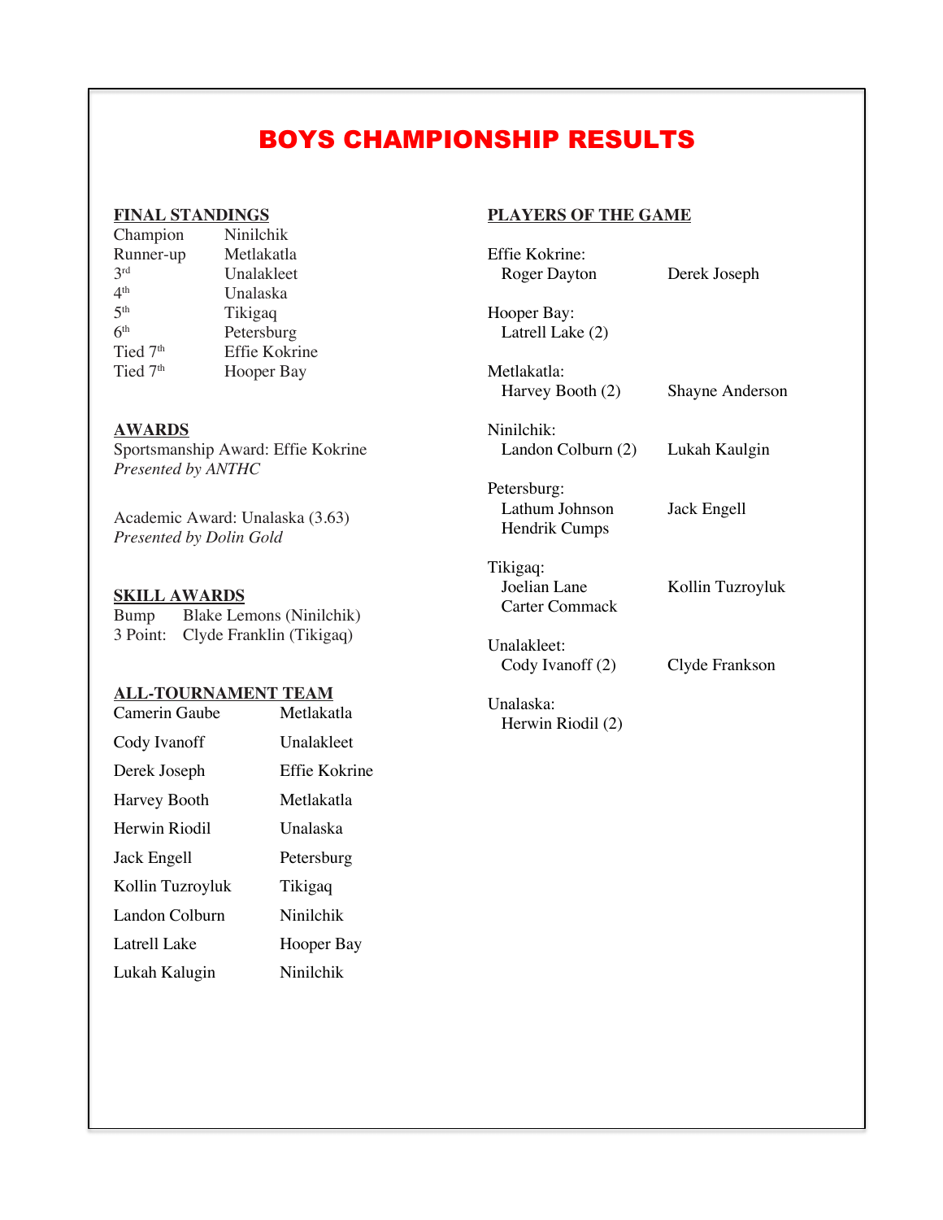# BOYS CHAMPIONSHIP RESULTS

## FINAL STANDINGS

| | |
|---|---|
| Champion | Ninilchik |
| Runner-up | Metlakatla |
| 3rd | Unalakleet |
| 4th | Unalaska |
| 5th | Tikigaq |
| 6th | Petersburg |
| Tied 7th | Effie Kokrine |
| Tied 7th | Hooper Bay |

## AWARDS

Sportsmanship Award: Effie Kokrine
*Presented by ANTHC*

Academic Award: Unalaska (3.63)
*Presented by Dolin Gold*

## SKILL AWARDS

| | |
|---|---|
| Bump | Blake Lemons (Ninilchik) |
| 3 Point: | Clyde Franklin (Tikigaq) |

## ALL-TOURNAMENT TEAM

| | |
|---|---|
| Camerin Gaube | Metlakatla |
| Cody Ivanoff | Unalakleet |
| Derek Joseph | Effie Kokrine |
| Harvey Booth | Metlakatla |
| Herwin Riodil | Unalaska |
| Jack Engell | Petersburg |
| Kollin Tuzroyluk | Tikigaq |
| Landon Colburn | Ninilchik |
| Latrell Lake | Hooper Bay |
| Lukah Kalugin | Ninilchik |

## PLAYERS OF THE GAME

Effie Kokrine:
- Roger Dayton
- Derek Joseph

Hooper Bay:
- Latrell Lake (2)

Metlakatla:
- Harvey Booth (2)
- Shayne Anderson

Ninilchik:
- Landon Colburn (2)
- Lukah Kaulgin

Petersburg:
- Lathum Johnson
- Jack Engell
- Hendrik Cumps

Tikigaq:
- Joelian Lane
- Kollin Tuzroyluk
- Carter Commack

Unalakleet:
- Cody Ivanoff (2)
- Clyde Frankson

Unalaska:
- Herwin Riodil (2)